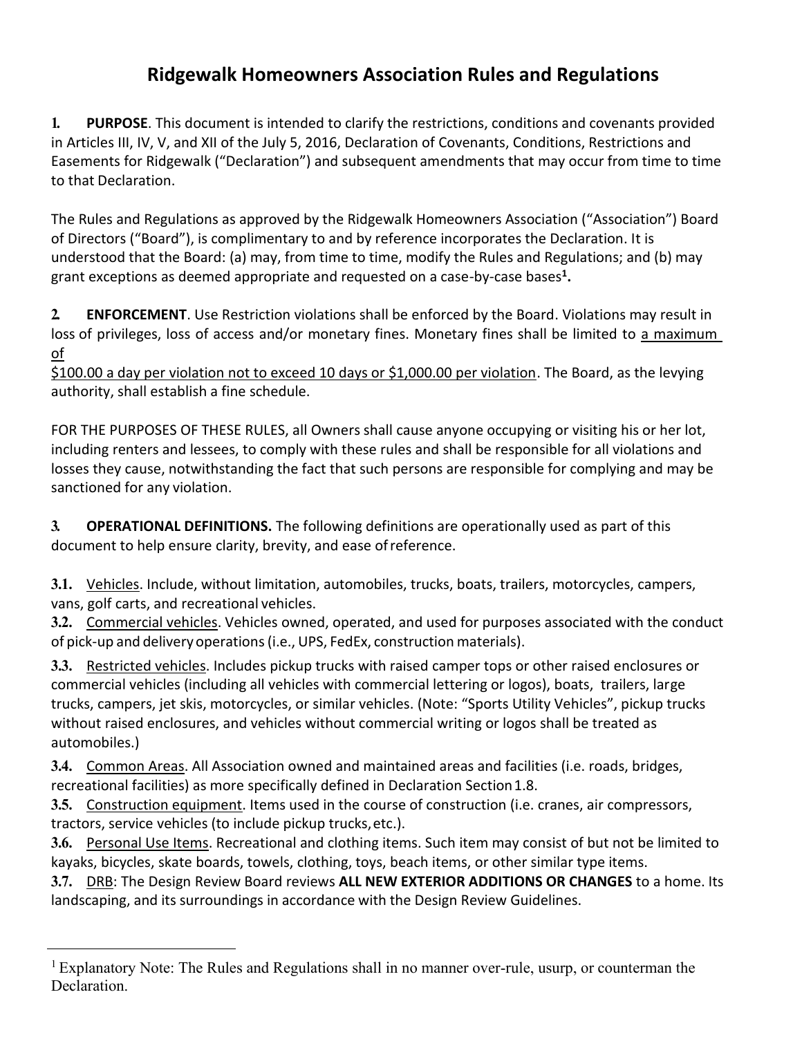# Ridgewalk Homeowners Association Rules and Regulations

**1. PURPOSE**. This document is intended to clarify the restrictions, conditions and covenants provided in Articles III, IV, V, and XII of the July 5, 2016, Declaration of Covenants, Conditions, Restrictions and Easements for Ridgewalk ("Declaration") and subsequent amendments that may occur from time to time to that Declaration.

The Rules and Regulations as approved by the Ridgewalk Homeowners Association ("Association") Board of Directors ("Board"), is complimentary to and by reference incorporates the Declaration. It is understood that the Board: (a) may, from time to time, modify the Rules and Regulations; and (b) may grant exceptions as deemed appropriate and requested on a case-by-case bases[1].

**2. ENFORCEMENT**. Use Restriction violations shall be enforced by the Board. Violations may result in loss of privileges, loss of access and/or monetary fines. Monetary fines shall be limited to <u>a maximum of $100.00 a day per violation not to exceed 10 days or $1,000.00 per violation</u>. The Board, as the levying authority, shall establish a fine schedule.

FOR THE PURPOSES OF THESE RULES, all Owners shall cause anyone occupying or visiting his or her lot, including renters and lessees, to comply with these rules and shall be responsible for all violations and losses they cause, notwithstanding the fact that such persons are responsible for complying and may be sanctioned for any violation.

**3. OPERATIONAL DEFINITIONS.** The following definitions are operationally used as part of this document to help ensure clarity, brevity, and ease of reference.

**3.1.** <u>Vehicles</u>. Include, without limitation, automobiles, trucks, boats, trailers, motorcycles, campers, vans, golf carts, and recreational vehicles.

**3.2.** <u>Commercial vehicles</u>. Vehicles owned, operated, and used for purposes associated with the conduct of pick-up and delivery operations (i.e., UPS, FedEx, construction materials).

**3.3.** <u>Restricted vehicles</u>. Includes pickup trucks with raised camper tops or other raised enclosures or commercial vehicles (including all vehicles with commercial lettering or logos), boats, trailers, large trucks, campers, jet skis, motorcycles, or similar vehicles. (Note: "Sports Utility Vehicles", pickup trucks without raised enclosures, and vehicles without commercial writing or logos shall be treated as automobiles.)

**3.4.** <u>Common Areas</u>. All Association owned and maintained areas and facilities (i.e. roads, bridges, recreational facilities) as more specifically defined in Declaration Section 1.8.

**3.5.** <u>Construction equipment</u>. Items used in the course of construction (i.e. cranes, air compressors, tractors, service vehicles (to include pickup trucks, etc.).

**3.6.** <u>Personal Use Items</u>. Recreational and clothing items. Such item may consist of but not be limited to kayaks, bicycles, skate boards, towels, clothing, toys, beach items, or other similar type items.

**3.7.** <u>DRB</u>: The Design Review Board reviews **ALL NEW EXTERIOR ADDITIONS OR CHANGES** to a home. Its landscaping, and its surroundings in accordance with the Design Review Guidelines.

---

[1] Explanatory Note: The Rules and Regulations shall in no manner over-rule, usurp, or counterman the Declaration.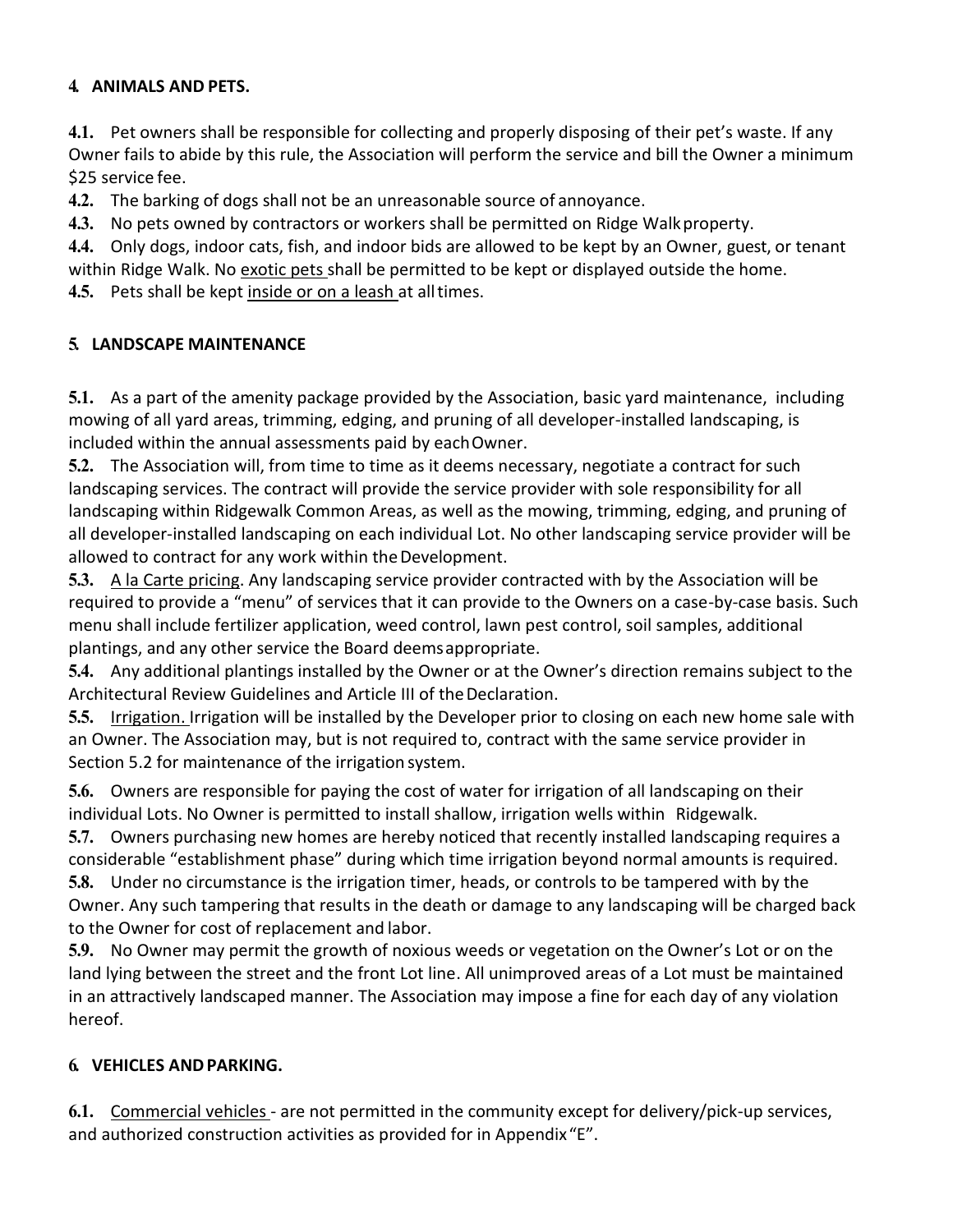## 4. ANIMALS AND PETS.

**4.1.** Pet owners shall be responsible for collecting and properly disposing of their pet's waste. If any Owner fails to abide by this rule, the Association will perform the service and bill the Owner a minimum $25 service fee.

**4.2.** The barking of dogs shall not be an unreasonable source of annoyance.

**4.3.** No pets owned by contractors or workers shall be permitted on Ridge Walk property.

**4.4.** Only dogs, indoor cats, fish, and indoor bids are allowed to be kept by an Owner, guest, or tenant within Ridge Walk. No <u>exotic pets</u> shall be permitted to be kept or displayed outside the home.

**4.5.** Pets shall be kept <u>inside or on a leash</u> at all times.

## 5. LANDSCAPE MAINTENANCE

**5.1.** As a part of the amenity package provided by the Association, basic yard maintenance, including mowing of all yard areas, trimming, edging, and pruning of all developer-installed landscaping, is included within the annual assessments paid by each Owner.

**5.2.** The Association will, from time to time as it deems necessary, negotiate a contract for such landscaping services. The contract will provide the service provider with sole responsibility for all landscaping within Ridgewalk Common Areas, as well as the mowing, trimming, edging, and pruning of all developer-installed landscaping on each individual Lot. No other landscaping service provider will be allowed to contract for any work within the Development.

**5.3.** <u>A la Carte pricing</u>. Any landscaping service provider contracted with by the Association will be required to provide a "menu" of services that it can provide to the Owners on a case-by-case basis. Such menu shall include fertilizer application, weed control, lawn pest control, soil samples, additional plantings, and any other service the Board deems appropriate.

**5.4.** Any additional plantings installed by the Owner or at the Owner's direction remains subject to the Architectural Review Guidelines and Article III of the Declaration.

**5.5.** <u>Irrigation.</u> Irrigation will be installed by the Developer prior to closing on each new home sale with an Owner. The Association may, but is not required to, contract with the same service provider in Section 5.2 for maintenance of the irrigation system.

**5.6.** Owners are responsible for paying the cost of water for irrigation of all landscaping on their individual Lots. No Owner is permitted to install shallow, irrigation wells within Ridgewalk.

**5.7.** Owners purchasing new homes are hereby noticed that recently installed landscaping requires a considerable "establishment phase" during which time irrigation beyond normal amounts is required.

**5.8.** Under no circumstance is the irrigation timer, heads, or controls to be tampered with by the Owner. Any such tampering that results in the death or damage to any landscaping will be charged back to the Owner for cost of replacement and labor.

**5.9.** No Owner may permit the growth of noxious weeds or vegetation on the Owner's Lot or on the land lying between the street and the front Lot line. All unimproved areas of a Lot must be maintained in an attractively landscaped manner. The Association may impose a fine for each day of any violation hereof.

## 6. VEHICLES AND PARKING.

**6.1.** <u>Commercial vehicles</u> - are not permitted in the community except for delivery/pick-up services, and authorized construction activities as provided for in Appendix "E".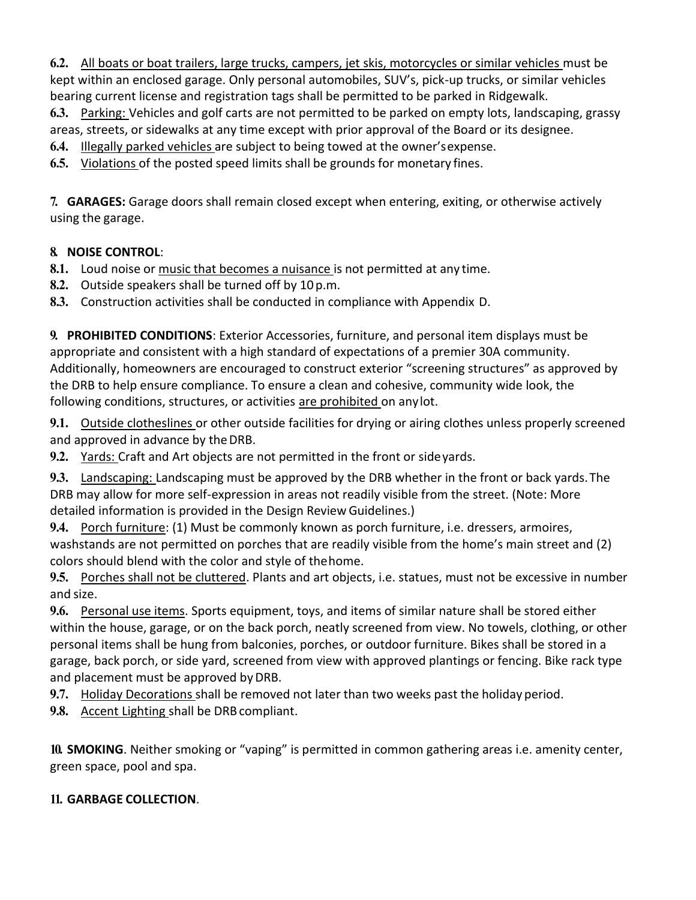**6.2.** All boats or boat trailers, large trucks, campers, jet skis, motorcycles or similar vehicles must be kept within an enclosed garage. Only personal automobiles, SUV's, pick-up trucks, or similar vehicles bearing current license and registration tags shall be permitted to be parked in Ridgewalk.

**6.3.** Parking: Vehicles and golf carts are not permitted to be parked on empty lots, landscaping, grassy areas, streets, or sidewalks at any time except with prior approval of the Board or its designee.

**6.4.** Illegally parked vehicles are subject to being towed at the owner's expense.

**6.5.** Violations of the posted speed limits shall be grounds for monetary fines.

**7. GARAGES:** Garage doors shall remain closed except when entering, exiting, or otherwise actively using the garage.

**8. NOISE CONTROL**:

**8.1.** Loud noise or music that becomes a nuisance is not permitted at any time.

**8.2.** Outside speakers shall be turned off by 10 p.m.

**8.3.** Construction activities shall be conducted in compliance with Appendix D.

**9. PROHIBITED CONDITIONS**: Exterior Accessories, furniture, and personal item displays must be appropriate and consistent with a high standard of expectations of a premier 30A community. Additionally, homeowners are encouraged to construct exterior "screening structures" as approved by the DRB to help ensure compliance. To ensure a clean and cohesive, community wide look, the following conditions, structures, or activities are prohibited on any lot.

**9.1.** Outside clotheslines or other outside facilities for drying or airing clothes unless properly screened and approved in advance by the DRB.

**9.2.** Yards: Craft and Art objects are not permitted in the front or side yards.

**9.3.** Landscaping: Landscaping must be approved by the DRB whether in the front or back yards. The DRB may allow for more self-expression in areas not readily visible from the street. (Note: More detailed information is provided in the Design Review Guidelines.)

**9.4.** Porch furniture: (1) Must be commonly known as porch furniture, i.e. dressers, armoires, washstands are not permitted on porches that are readily visible from the home's main street and (2) colors should blend with the color and style of the home.

**9.5.** Porches shall not be cluttered. Plants and art objects, i.e. statues, must not be excessive in number and size.

**9.6.** Personal use items. Sports equipment, toys, and items of similar nature shall be stored either within the house, garage, or on the back porch, neatly screened from view. No towels, clothing, or other personal items shall be hung from balconies, porches, or outdoor furniture. Bikes shall be stored in a garage, back porch, or side yard, screened from view with approved plantings or fencing. Bike rack type and placement must be approved by DRB.

**9.7.** Holiday Decorations shall be removed not later than two weeks past the holiday period.

**9.8.** Accent Lighting shall be DRB compliant.

**10. SMOKING**. Neither smoking or "vaping" is permitted in common gathering areas i.e. amenity center, green space, pool and spa.

**11. GARBAGE COLLECTION**.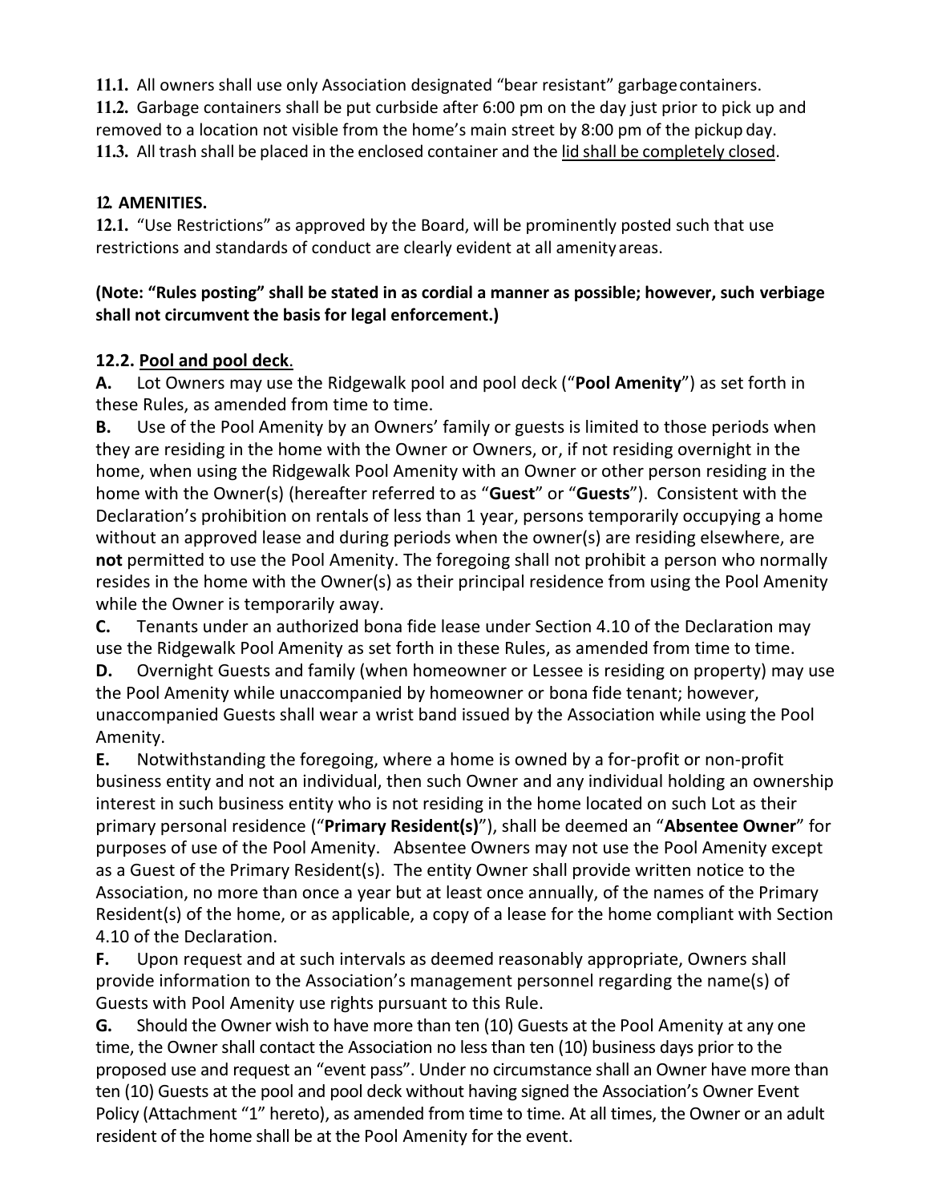**11.1.** All owners shall use only Association designated "bear resistant" garbage containers.
**11.2.** Garbage containers shall be put curbside after 6:00 pm on the day just prior to pick up and removed to a location not visible from the home's main street by 8:00 pm of the pickup day.
**11.3.** All trash shall be placed in the enclosed container and the <u>lid shall be completely closed</u>.

**12. AMENITIES.**

**12.1.** "Use Restrictions" as approved by the Board, will be prominently posted such that use restrictions and standards of conduct are clearly evident at all amenity areas.

**(Note: "Rules posting" shall be stated in as cordial a manner as possible; however, such verbiage shall not circumvent the basis for legal enforcement.)**

**12.2. <u>Pool and pool deck</u>.**

**A.** Lot Owners may use the Ridgewalk pool and pool deck ("**Pool Amenity**") as set forth in these Rules, as amended from time to time.

**B.** Use of the Pool Amenity by an Owners' family or guests is limited to those periods when they are residing in the home with the Owner or Owners, or, if not residing overnight in the home, when using the Ridgewalk Pool Amenity with an Owner or other person residing in the home with the Owner(s) (hereafter referred to as "**Guest**" or "**Guests**"). Consistent with the Declaration's prohibition on rentals of less than 1 year, persons temporarily occupying a home without an approved lease and during periods when the owner(s) are residing elsewhere, are **not** permitted to use the Pool Amenity. The foregoing shall not prohibit a person who normally resides in the home with the Owner(s) as their principal residence from using the Pool Amenity while the Owner is temporarily away.

**C.** Tenants under an authorized bona fide lease under Section 4.10 of the Declaration may use the Ridgewalk Pool Amenity as set forth in these Rules, as amended from time to time.

**D.** Overnight Guests and family (when homeowner or Lessee is residing on property) may use the Pool Amenity while unaccompanied by homeowner or bona fide tenant; however, unaccompanied Guests shall wear a wrist band issued by the Association while using the Pool Amenity.

**E.** Notwithstanding the foregoing, where a home is owned by a for-profit or non-profit business entity and not an individual, then such Owner and any individual holding an ownership interest in such business entity who is not residing in the home located on such Lot as their primary personal residence ("**Primary Resident(s)**"), shall be deemed an "**Absentee Owner**" for purposes of use of the Pool Amenity. Absentee Owners may not use the Pool Amenity except as a Guest of the Primary Resident(s). The entity Owner shall provide written notice to the Association, no more than once a year but at least once annually, of the names of the Primary Resident(s) of the home, or as applicable, a copy of a lease for the home compliant with Section 4.10 of the Declaration.

**F.** Upon request and at such intervals as deemed reasonably appropriate, Owners shall provide information to the Association's management personnel regarding the name(s) of Guests with Pool Amenity use rights pursuant to this Rule.

**G.** Should the Owner wish to have more than ten (10) Guests at the Pool Amenity at any one time, the Owner shall contact the Association no less than ten (10) business days prior to the proposed use and request an "event pass". Under no circumstance shall an Owner have more than ten (10) Guests at the pool and pool deck without having signed the Association's Owner Event Policy (Attachment "1" hereto), as amended from time to time. At all times, the Owner or an adult resident of the home shall be at the Pool Amenity for the event.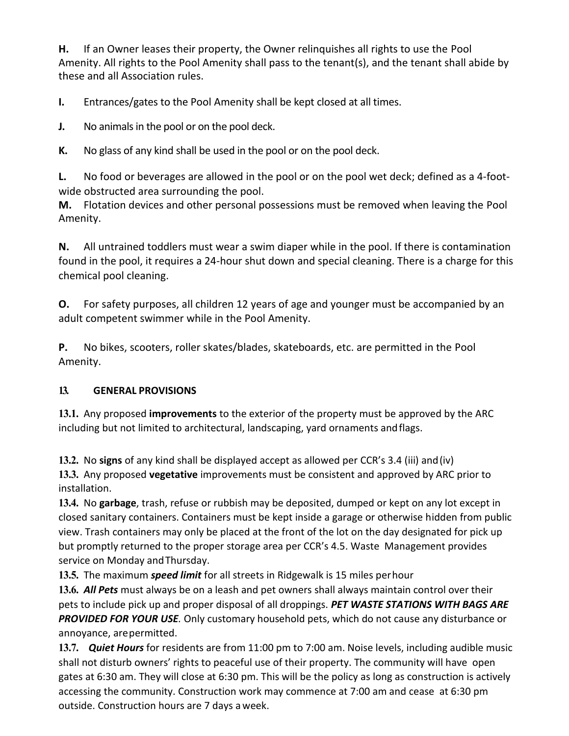**H.** If an Owner leases their property, the Owner relinquishes all rights to use the Pool Amenity. All rights to the Pool Amenity shall pass to the tenant(s), and the tenant shall abide by these and all Association rules.

**I.** Entrances/gates to the Pool Amenity shall be kept closed at all times.

**J.** No animals in the pool or on the pool deck.

**K.** No glass of any kind shall be used in the pool or on the pool deck.

**L.** No food or beverages are allowed in the pool or on the pool wet deck; defined as a 4-foot-wide obstructed area surrounding the pool.

**M.** Flotation devices and other personal possessions must be removed when leaving the Pool Amenity.

**N.** All untrained toddlers must wear a swim diaper while in the pool. If there is contamination found in the pool, it requires a 24-hour shut down and special cleaning. There is a charge for this chemical pool cleaning.

**O.** For safety purposes, all children 12 years of age and younger must be accompanied by an adult competent swimmer while in the Pool Amenity.

**P.** No bikes, scooters, roller skates/blades, skateboards, etc. are permitted in the Pool Amenity.

## 13. GENERAL PROVISIONS

**13.1.** Any proposed **improvements** to the exterior of the property must be approved by the ARC including but not limited to architectural, landscaping, yard ornaments and flags.

**13.2.** No **signs** of any kind shall be displayed accept as allowed per CCR's 3.4 (iii) and (iv)

**13.3.** Any proposed **vegetative** improvements must be consistent and approved by ARC prior to installation.

**13.4.** No **garbage**, trash, refuse or rubbish may be deposited, dumped or kept on any lot except in closed sanitary containers. Containers must be kept inside a garage or otherwise hidden from public view. Trash containers may only be placed at the front of the lot on the day designated for pick up but promptly returned to the proper storage area per CCR's 4.5. Waste Management provides service on Monday and Thursday.

**13.5.** The maximum ***speed limit*** for all streets in Ridgewalk is 15 miles per hour

**13.6.** ***All Pets*** must always be on a leash and pet owners shall always maintain control over their pets to include pick up and proper disposal of all droppings. ***PET WASTE STATIONS WITH BAGS ARE PROVIDED FOR YOUR USE.*** Only customary household pets, which do not cause any disturbance or annoyance, are permitted.

**13.7.** ***Quiet Hours*** for residents are from 11:00 pm to 7:00 am. Noise levels, including audible music shall not disturb owners' rights to peaceful use of their property. The community will have open gates at 6:30 am. They will close at 6:30 pm. This will be the policy as long as construction is actively accessing the community. Construction work may commence at 7:00 am and cease at 6:30 pm outside. Construction hours are 7 days a week.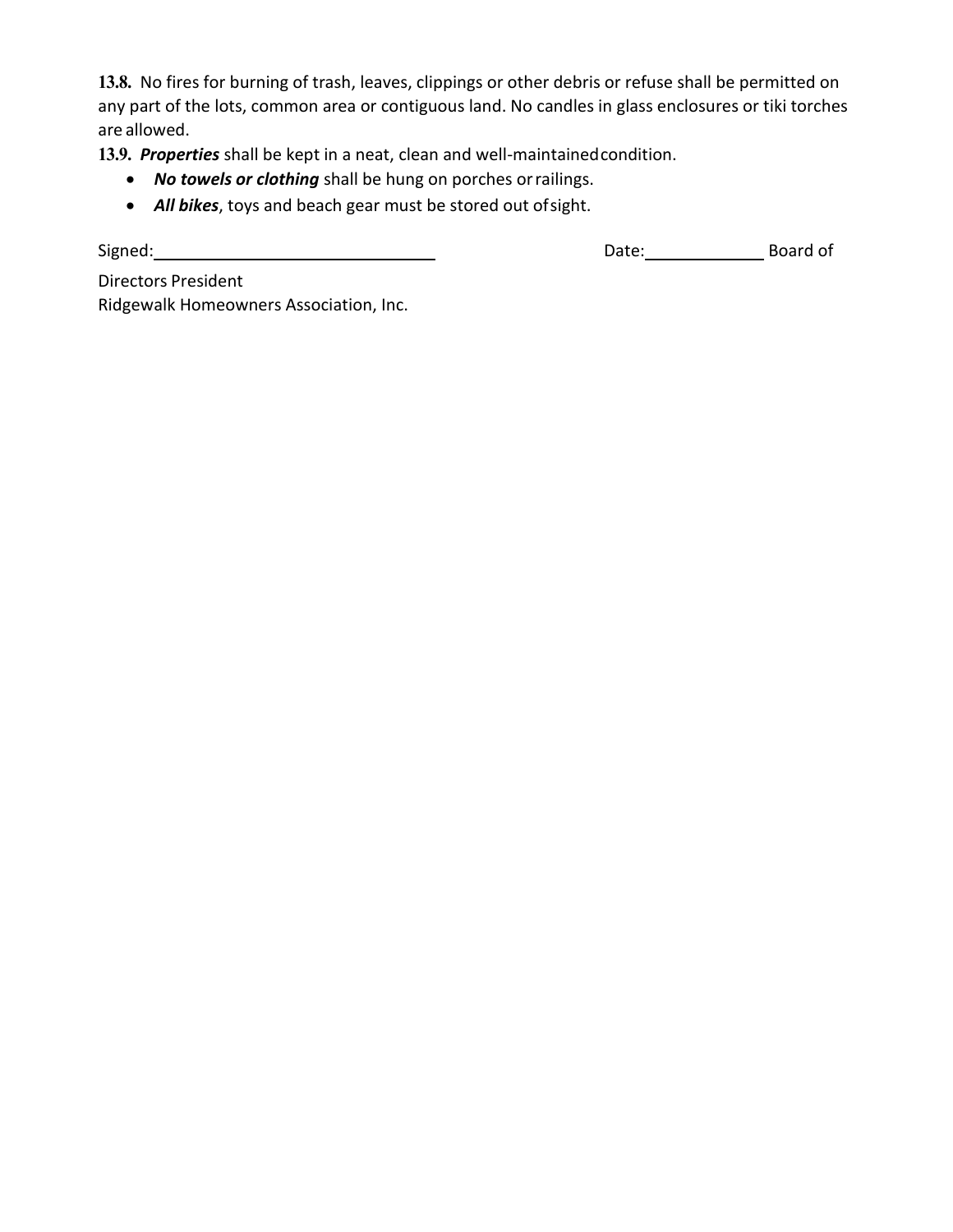**13.8.** No fires for burning of trash, leaves, clippings or other debris or refuse shall be permitted on any part of the lots, common area or contiguous land. No candles in glass enclosures or tiki torches are allowed.

**13.9.** ***Properties*** shall be kept in a neat, clean and well-maintained condition.

- ***No towels or clothing*** shall be hung on porches or railings.
- ***All bikes***, toys and beach gear must be stored out of sight.

Signed:______________________________ Date:____________ Board of Directors President

Ridgewalk Homeowners Association, Inc.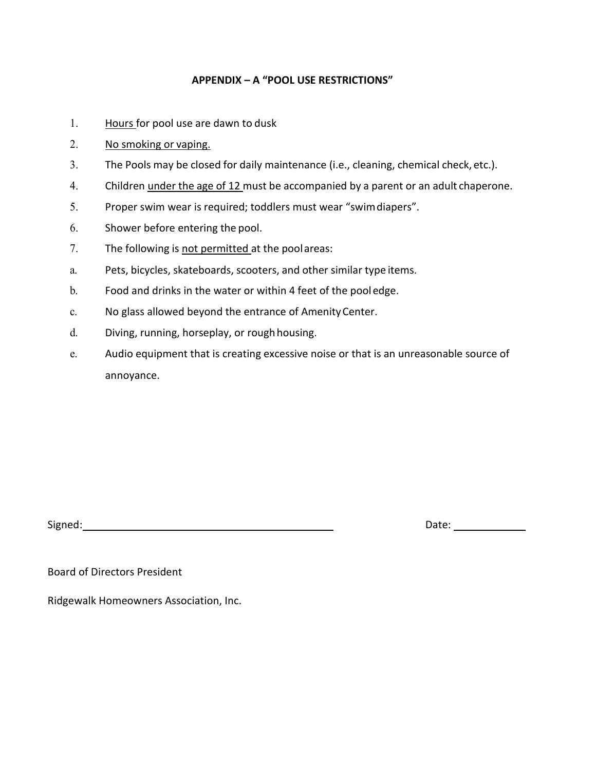## APPENDIX – A "POOL USE RESTRICTIONS"

1. Hours for pool use are dawn to dusk
2. No smoking or vaping.
3. The Pools may be closed for daily maintenance (i.e., cleaning, chemical check, etc.).
4. Children under the age of 12 must be accompanied by a parent or an adult chaperone.
5. Proper swim wear is required; toddlers must wear "swim diapers".
6. Shower before entering the pool.
7. The following is not permitted at the pool areas:

a. Pets, bicycles, skateboards, scooters, and other similar type items.

b. Food and drinks in the water or within 4 feet of the pool edge.

c. No glass allowed beyond the entrance of Amenity Center.

d. Diving, running, horseplay, or rough housing.

e. Audio equipment that is creating excessive noise or that is an unreasonable source of annoyance.

Signed:______________________________ Date: __________

Board of Directors President

Ridgewalk Homeowners Association, Inc.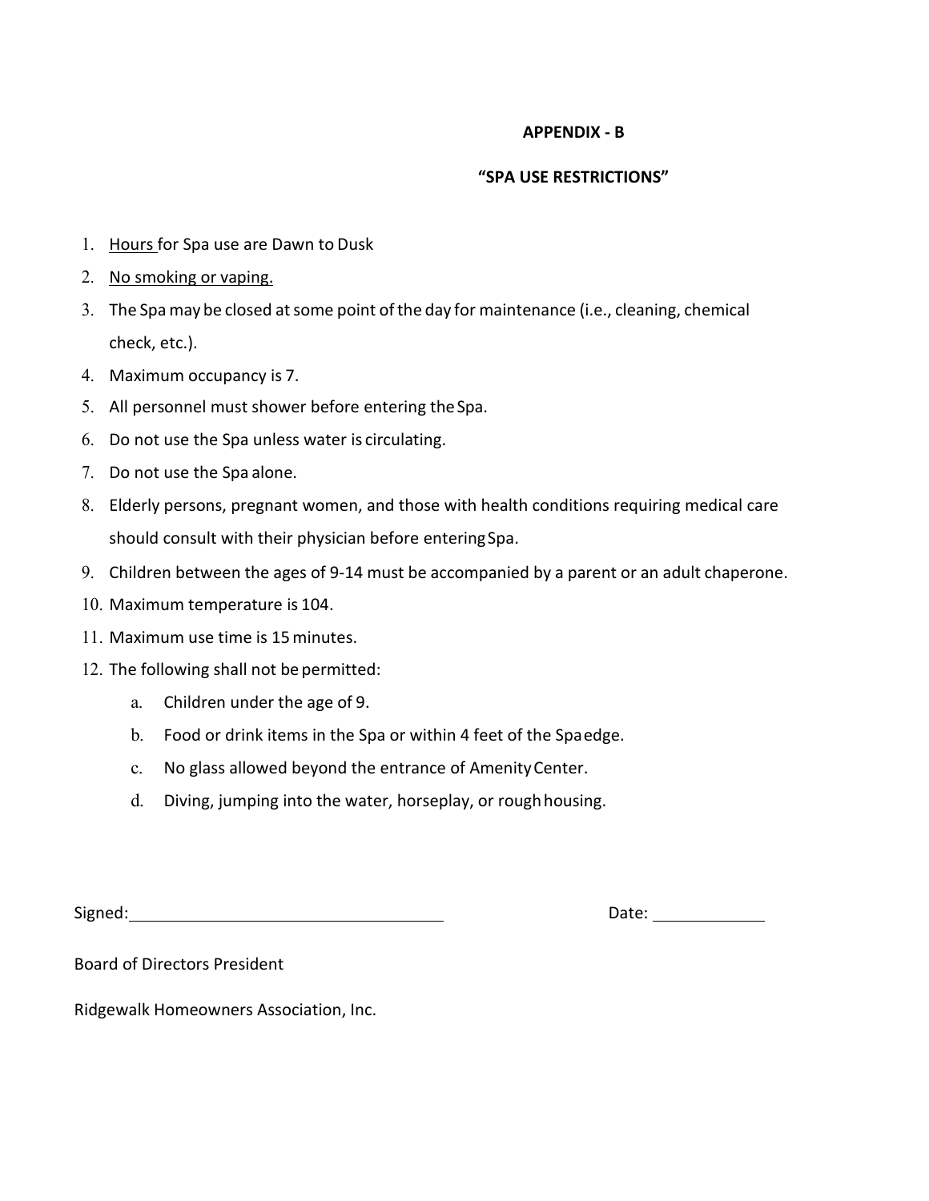**APPENDIX - B**

**"SPA USE RESTRICTIONS"**

1. <u>Hours</u> for Spa use are Dawn to Dusk
2. <u>No smoking or vaping.</u>
3. The Spa may be closed at some point of the day for maintenance (i.e., cleaning, chemical check, etc.).
4. Maximum occupancy is 7.
5. All personnel must shower before entering the Spa.
6. Do not use the Spa unless water is circulating.
7. Do not use the Spa alone.
8. Elderly persons, pregnant women, and those with health conditions requiring medical care should consult with their physician before entering Spa.
9. Children between the ages of 9-14 must be accompanied by a parent or an adult chaperone.
10. Maximum temperature is 104.
11. Maximum use time is 15 minutes.
12. The following shall not be permitted:
    a. Children under the age of 9.
    b. Food or drink items in the Spa or within 4 feet of the Spa edge.
    c. No glass allowed beyond the entrance of Amenity Center.
    d. Diving, jumping into the water, horseplay, or rough housing.

Signed:\_\_\_\_\_\_\_\_\_\_\_\_\_\_\_\_\_\_\_\_\_\_\_\_\_\_\_\_\_\_ Date: \_\_\_\_\_\_\_\_\_\_\_\_

Board of Directors President

Ridgewalk Homeowners Association, Inc.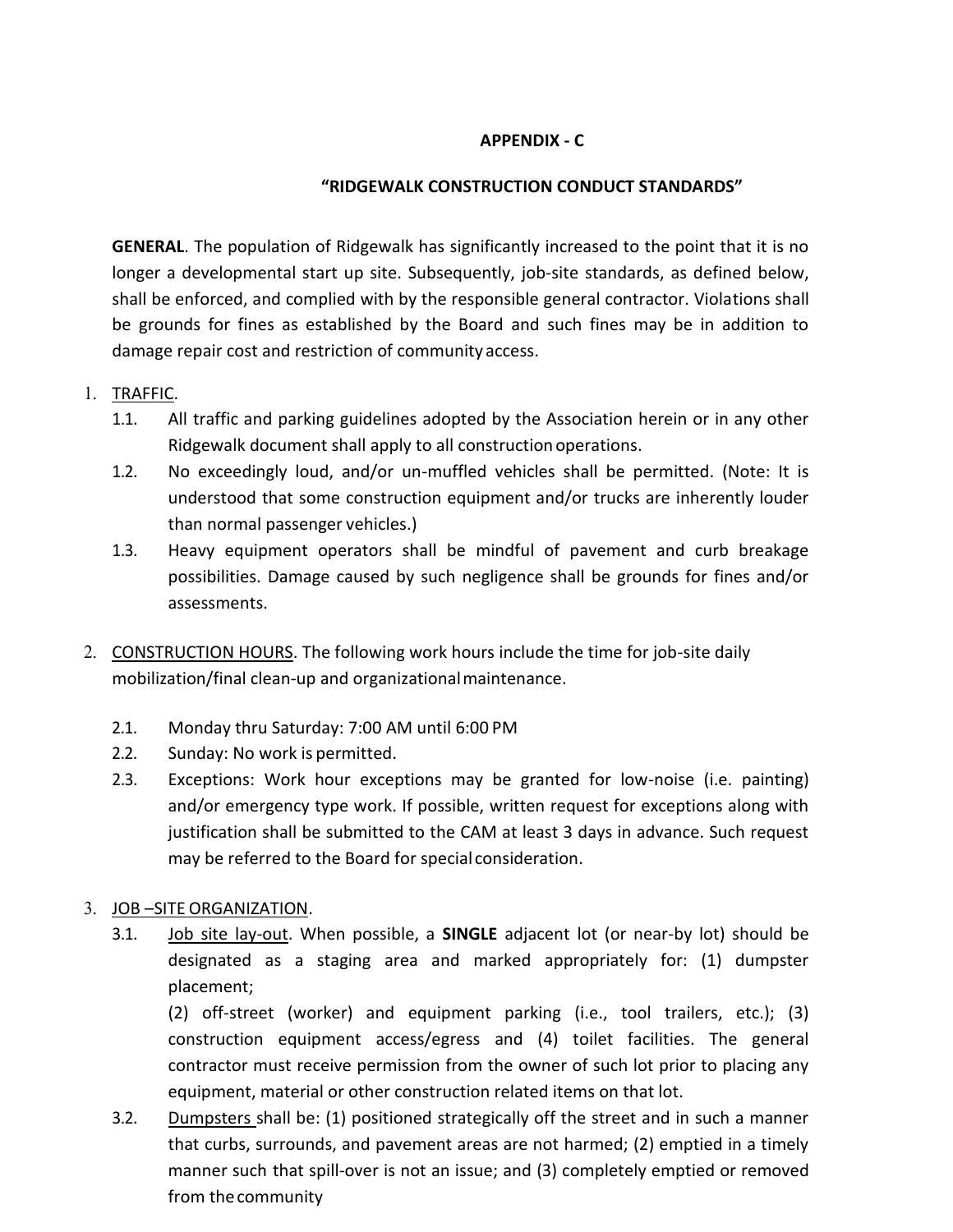**APPENDIX - C**

**"RIDGEWALK CONSTRUCTION CONDUCT STANDARDS"**

**GENERAL**. The population of Ridgewalk has significantly increased to the point that it is no longer a developmental start up site. Subsequently, job-site standards, as defined below, shall be enforced, and complied with by the responsible general contractor. Violations shall be grounds for fines as established by the Board and such fines may be in addition to damage repair cost and restriction of community access.

1. TRAFFIC.
   - 1.1. All traffic and parking guidelines adopted by the Association herein or in any other Ridgewalk document shall apply to all construction operations.
   - 1.2. No exceedingly loud, and/or un-muffled vehicles shall be permitted. (Note: It is understood that some construction equipment and/or trucks are inherently louder than normal passenger vehicles.)
   - 1.3. Heavy equipment operators shall be mindful of pavement and curb breakage possibilities. Damage caused by such negligence shall be grounds for fines and/or assessments.

2. CONSTRUCTION HOURS. The following work hours include the time for job-site daily mobilization/final clean-up and organizational maintenance.
   - 2.1. Monday thru Saturday: 7:00 AM until 6:00 PM
   - 2.2. Sunday: No work is permitted.
   - 2.3. Exceptions: Work hour exceptions may be granted for low-noise (i.e. painting) and/or emergency type work. If possible, written request for exceptions along with justification shall be submitted to the CAM at least 3 days in advance. Such request may be referred to the Board for special consideration.

3. JOB –SITE ORGANIZATION.
   - 3.1. Job site lay-out. When possible, a **SINGLE** adjacent lot (or near-by lot) should be designated as a staging area and marked appropriately for: (1) dumpster placement;
     (2) off-street (worker) and equipment parking (i.e., tool trailers, etc.); (3) construction equipment access/egress and (4) toilet facilities. The general contractor must receive permission from the owner of such lot prior to placing any equipment, material or other construction related items on that lot.
   - 3.2. Dumpsters shall be: (1) positioned strategically off the street and in such a manner that curbs, surrounds, and pavement areas are not harmed; (2) emptied in a timely manner such that spill-over is not an issue; and (3) completely emptied or removed from the community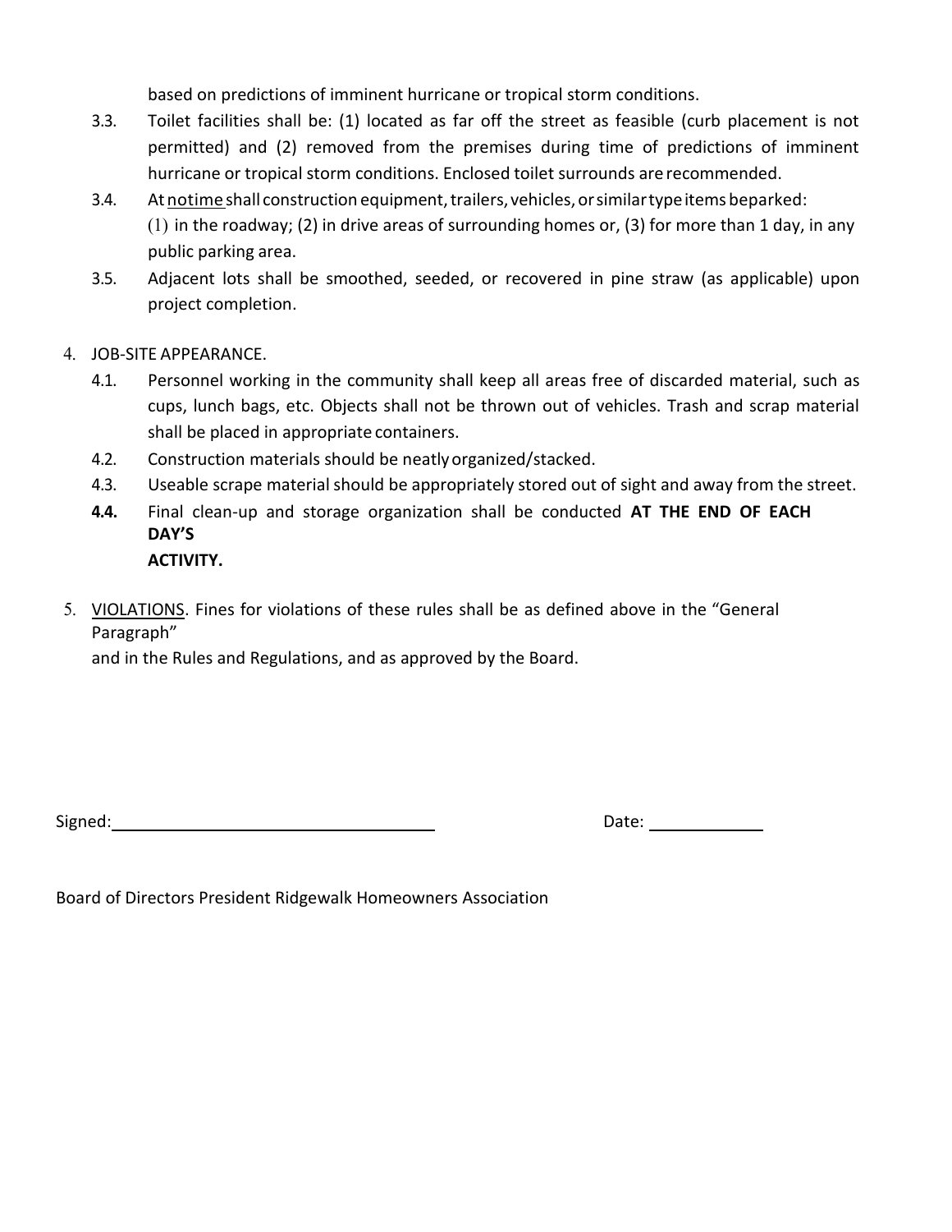based on predictions of imminent hurricane or tropical storm conditions.

3.3. Toilet facilities shall be: (1) located as far off the street as feasible (curb placement is not permitted) and (2) removed from the premises during time of predictions of imminent hurricane or tropical storm conditions. Enclosed toilet surrounds are recommended.

3.4. At <u>notime</u> shall construction equipment, trailers, vehicles, or similar type items beparked: (1) in the roadway; (2) in drive areas of surrounding homes or, (3) for more than 1 day, in any public parking area.

3.5. Adjacent lots shall be smoothed, seeded, or recovered in pine straw (as applicable) upon project completion.

4. JOB-SITE APPEARANCE.

4.1. Personnel working in the community shall keep all areas free of discarded material, such as cups, lunch bags, etc. Objects shall not be thrown out of vehicles. Trash and scrap material shall be placed in appropriate containers.

4.2. Construction materials should be neatly organized/stacked.

4.3. Useable scrape material should be appropriately stored out of sight and away from the street.

**4.4.** Final clean-up and storage organization shall be conducted **AT THE END OF EACH DAY'S ACTIVITY.**

5. <u>VIOLATIONS</u>. Fines for violations of these rules shall be as defined above in the "General Paragraph" and in the Rules and Regulations, and as approved by the Board.

Signed:\_\_\_\_\_\_\_\_\_\_\_\_\_\_\_\_\_\_\_\_\_\_\_\_\_\_\_\_\_\_\_\_ Date: \_\_\_\_\_\_\_\_\_\_\_\_

Board of Directors President Ridgewalk Homeowners Association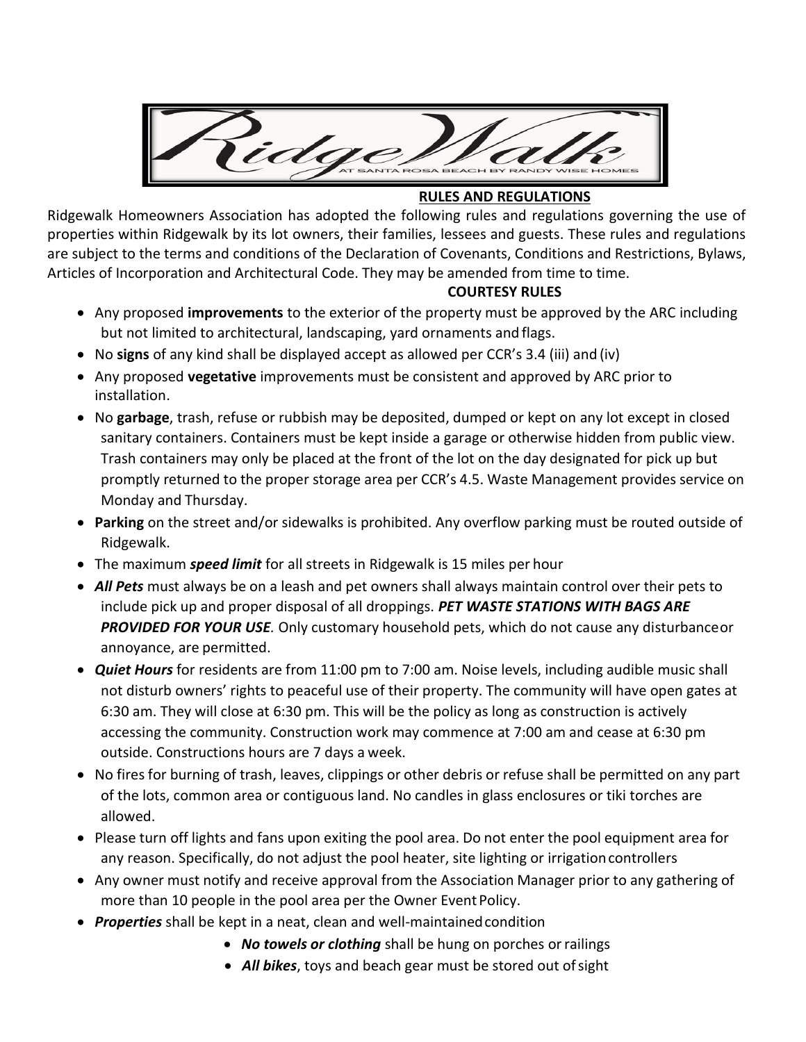RidgeWalk
AT SANTA ROSA BEACH BY RANDY WISE HOMES

## RULES AND REGULATIONS

Ridgewalk Homeowners Association has adopted the following rules and regulations governing the use of properties within Ridgewalk by its lot owners, their families, lessees and guests. These rules and regulations are subject to the terms and conditions of the Declaration of Covenants, Conditions and Restrictions, Bylaws, Articles of Incorporation and Architectural Code. They may be amended from time to time.

### COURTESY RULES

- Any proposed **improvements** to the exterior of the property must be approved by the ARC including but not limited to architectural, landscaping, yard ornaments and flags.
- No **signs** of any kind shall be displayed accept as allowed per CCR's 3.4 (iii) and (iv)
- Any proposed **vegetative** improvements must be consistent and approved by ARC prior to installation.
- No **garbage**, trash, refuse or rubbish may be deposited, dumped or kept on any lot except in closed sanitary containers. Containers must be kept inside a garage or otherwise hidden from public view. Trash containers may only be placed at the front of the lot on the day designated for pick up but promptly returned to the proper storage area per CCR's 4.5. Waste Management provides service on Monday and Thursday.
- **Parking** on the street and/or sidewalks is prohibited. Any overflow parking must be routed outside of Ridgewalk.
- The maximum ***speed limit*** for all streets in Ridgewalk is 15 miles per hour
- ***All Pets*** must always be on a leash and pet owners shall always maintain control over their pets to include pick up and proper disposal of all droppings. ***PET WASTE STATIONS WITH BAGS ARE PROVIDED FOR YOUR USE.*** Only customary household pets, which do not cause any disturbance or annoyance, are permitted.
- ***Quiet Hours*** for residents are from 11:00 pm to 7:00 am. Noise levels, including audible music shall not disturb owners' rights to peaceful use of their property. The community will have open gates at 6:30 am. They will close at 6:30 pm. This will be the policy as long as construction is actively accessing the community. Construction work may commence at 7:00 am and cease at 6:30 pm outside. Constructions hours are 7 days a week.
- No fires for burning of trash, leaves, clippings or other debris or refuse shall be permitted on any part of the lots, common area or contiguous land. No candles in glass enclosures or tiki torches are allowed.
- Please turn off lights and fans upon exiting the pool area. Do not enter the pool equipment area for any reason. Specifically, do not adjust the pool heater, site lighting or irrigation controllers
- Any owner must notify and receive approval from the Association Manager prior to any gathering of more than 10 people in the pool area per the Owner Event Policy.
- ***Properties*** shall be kept in a neat, clean and well-maintained condition
  - ***No towels or clothing*** shall be hung on porches or railings
  - ***All bikes***, toys and beach gear must be stored out of sight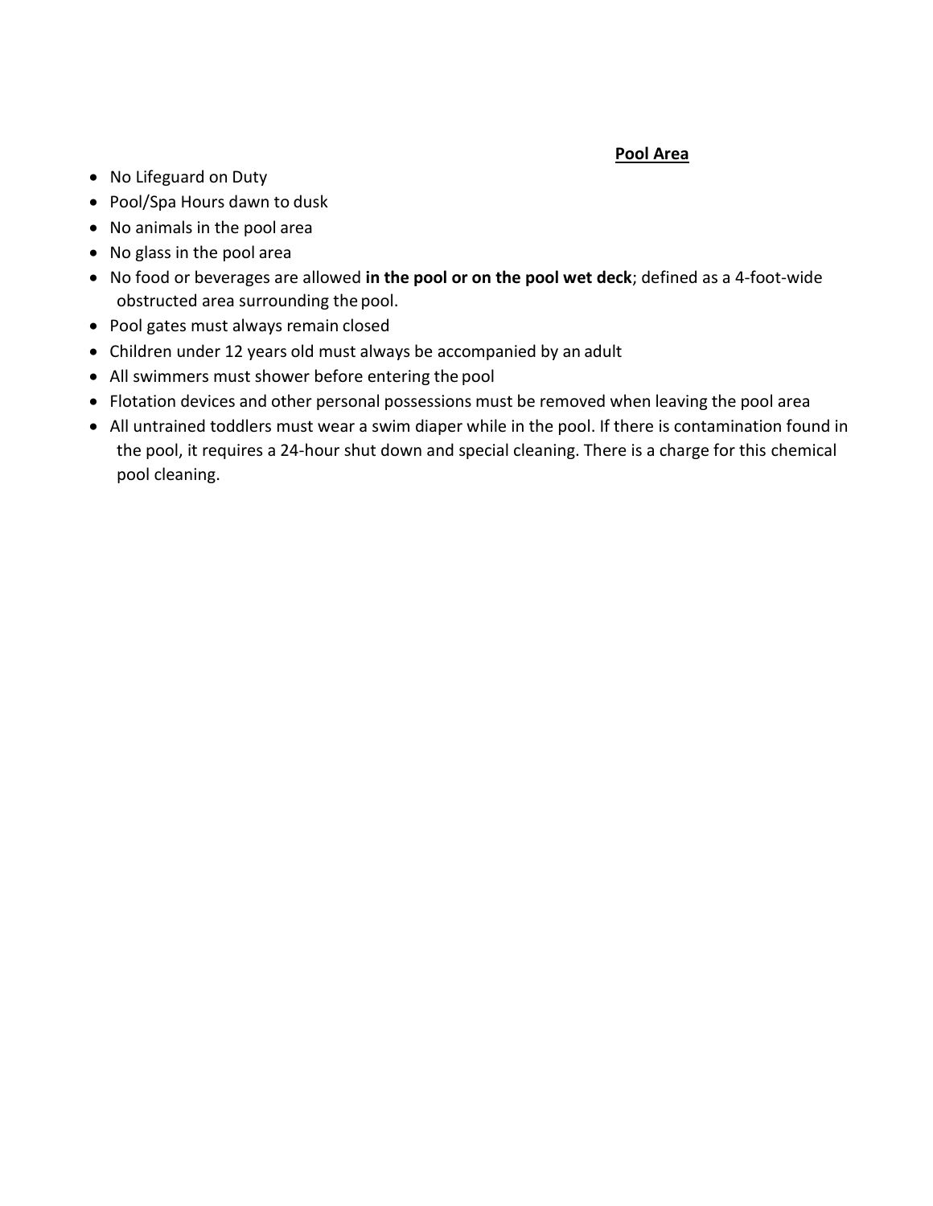## Pool Area

- No Lifeguard on Duty
- Pool/Spa Hours dawn to dusk
- No animals in the pool area
- No glass in the pool area
- No food or beverages are allowed **in the pool or on the pool wet deck**; defined as a 4-foot-wide obstructed area surrounding the pool.
- Pool gates must always remain closed
- Children under 12 years old must always be accompanied by an adult
- All swimmers must shower before entering the pool
- Flotation devices and other personal possessions must be removed when leaving the pool area
- All untrained toddlers must wear a swim diaper while in the pool. If there is contamination found in the pool, it requires a 24-hour shut down and special cleaning. There is a charge for this chemical pool cleaning.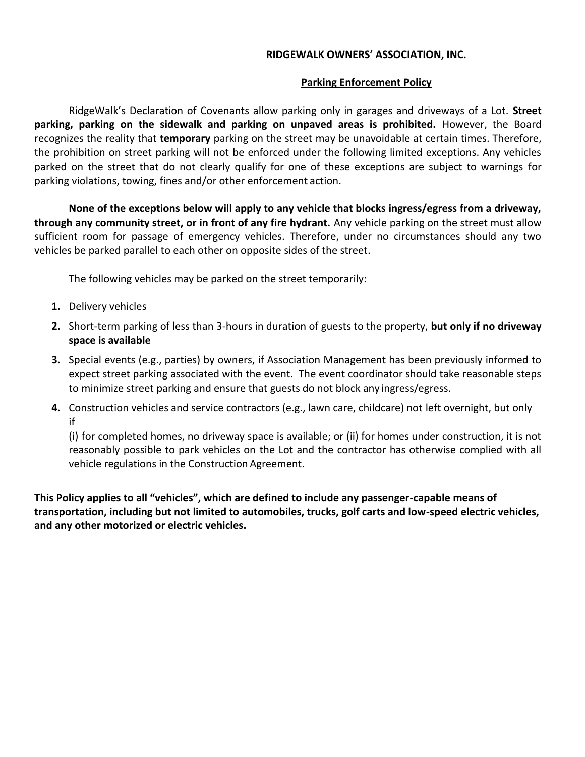**RIDGEWALK OWNERS' ASSOCIATION, INC.**

**Parking Enforcement Policy**

RidgeWalk's Declaration of Covenants allow parking only in garages and driveways of a Lot. **Street parking, parking on the sidewalk and parking on unpaved areas is prohibited.** However, the Board recognizes the reality that **temporary** parking on the street may be unavoidable at certain times. Therefore, the prohibition on street parking will not be enforced under the following limited exceptions. Any vehicles parked on the street that do not clearly qualify for one of these exceptions are subject to warnings for parking violations, towing, fines and/or other enforcement action.

**None of the exceptions below will apply to any vehicle that blocks ingress/egress from a driveway, through any community street, or in front of any fire hydrant.** Any vehicle parking on the street must allow sufficient room for passage of emergency vehicles. Therefore, under no circumstances should any two vehicles be parked parallel to each other on opposite sides of the street.

The following vehicles may be parked on the street temporarily:

1. Delivery vehicles
2. Short-term parking of less than 3-hours in duration of guests to the property, **but only if no driveway space is available**
3. Special events (e.g., parties) by owners, if Association Management has been previously informed to expect street parking associated with the event. The event coordinator should take reasonable steps to minimize street parking and ensure that guests do not block any ingress/egress.
4. Construction vehicles and service contractors (e.g., lawn care, childcare) not left overnight, but only if
   (i) for completed homes, no driveway space is available; or (ii) for homes under construction, it is not reasonably possible to park vehicles on the Lot and the contractor has otherwise complied with all vehicle regulations in the Construction Agreement.

**This Policy applies to all "vehicles", which are defined to include any passenger-capable means of transportation, including but not limited to automobiles, trucks, golf carts and low-speed electric vehicles, and any other motorized or electric vehicles.**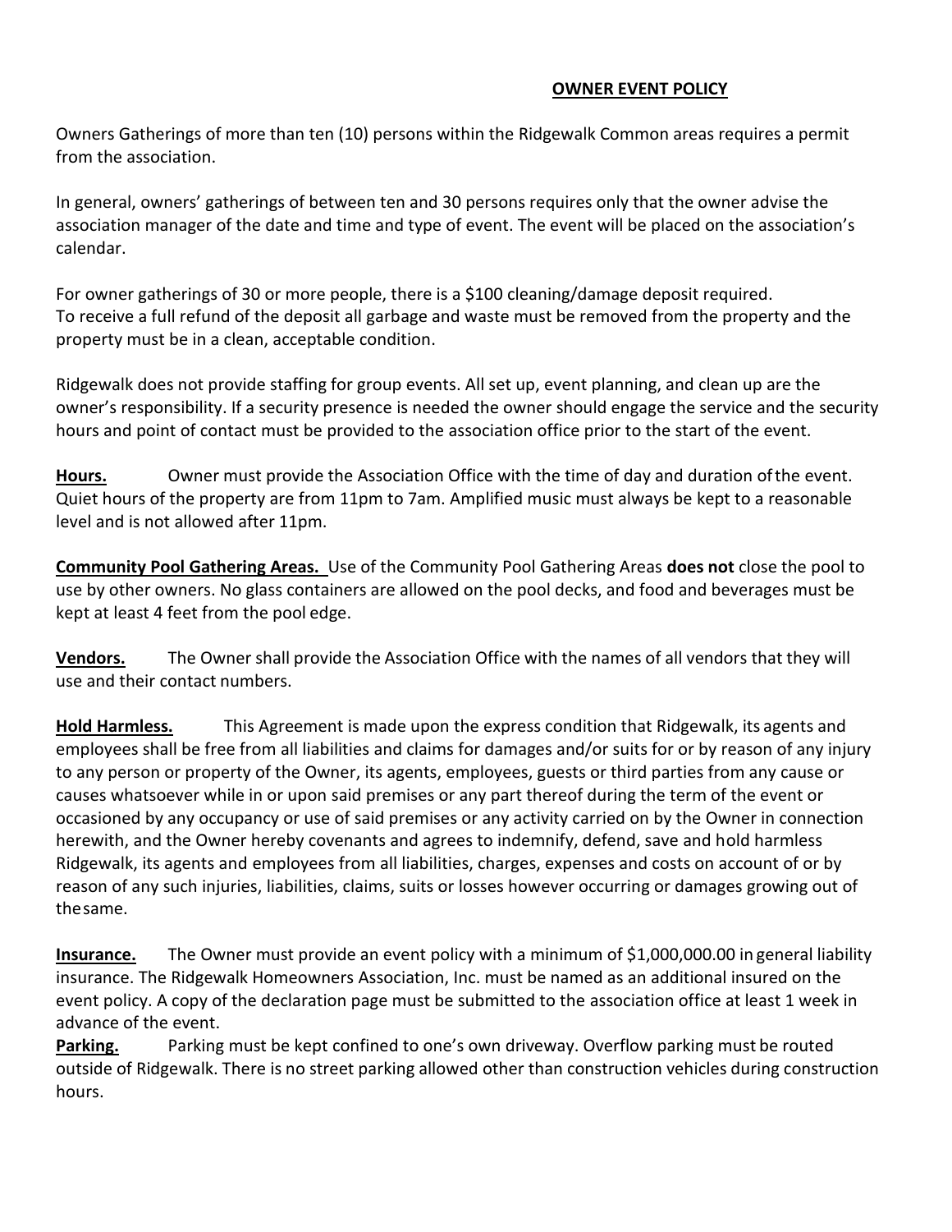# **OWNER EVENT POLICY**

Owners Gatherings of more than ten (10) persons within the Ridgewalk Common areas requires a permit from the association.

In general, owners' gatherings of between ten and 30 persons requires only that the owner advise the association manager of the date and time and type of event. The event will be placed on the association's calendar.

For owner gatherings of 30 or more people, there is a $100 cleaning/damage deposit required.
To receive a full refund of the deposit all garbage and waste must be removed from the property and the property must be in a clean, acceptable condition.

Ridgewalk does not provide staffing for group events. All set up, event planning, and clean up are the owner's responsibility. If a security presence is needed the owner should engage the service and the security hours and point of contact must be provided to the association office prior to the start of the event.

**Hours.** Owner must provide the Association Office with the time of day and duration of the event. Quiet hours of the property are from 11pm to 7am. Amplified music must always be kept to a reasonable level and is not allowed after 11pm.

**Community Pool Gathering Areas.** Use of the Community Pool Gathering Areas **does not** close the pool to use by other owners. No glass containers are allowed on the pool decks, and food and beverages must be kept at least 4 feet from the pool edge.

**Vendors.** The Owner shall provide the Association Office with the names of all vendors that they will use and their contact numbers.

**Hold Harmless.** This Agreement is made upon the express condition that Ridgewalk, its agents and employees shall be free from all liabilities and claims for damages and/or suits for or by reason of any injury to any person or property of the Owner, its agents, employees, guests or third parties from any cause or causes whatsoever while in or upon said premises or any part thereof during the term of the event or occasioned by any occupancy or use of said premises or any activity carried on by the Owner in connection herewith, and the Owner hereby covenants and agrees to indemnify, defend, save and hold harmless Ridgewalk, its agents and employees from all liabilities, charges, expenses and costs on account of or by reason of any such injuries, liabilities, claims, suits or losses however occurring or damages growing out of the same.

**Insurance.** The Owner must provide an event policy with a minimum of $1,000,000.00 in general liability insurance. The Ridgewalk Homeowners Association, Inc. must be named as an additional insured on the event policy. A copy of the declaration page must be submitted to the association office at least 1 week in advance of the event.

**Parking.** Parking must be kept confined to one's own driveway. Overflow parking must be routed outside of Ridgewalk. There is no street parking allowed other than construction vehicles during construction hours.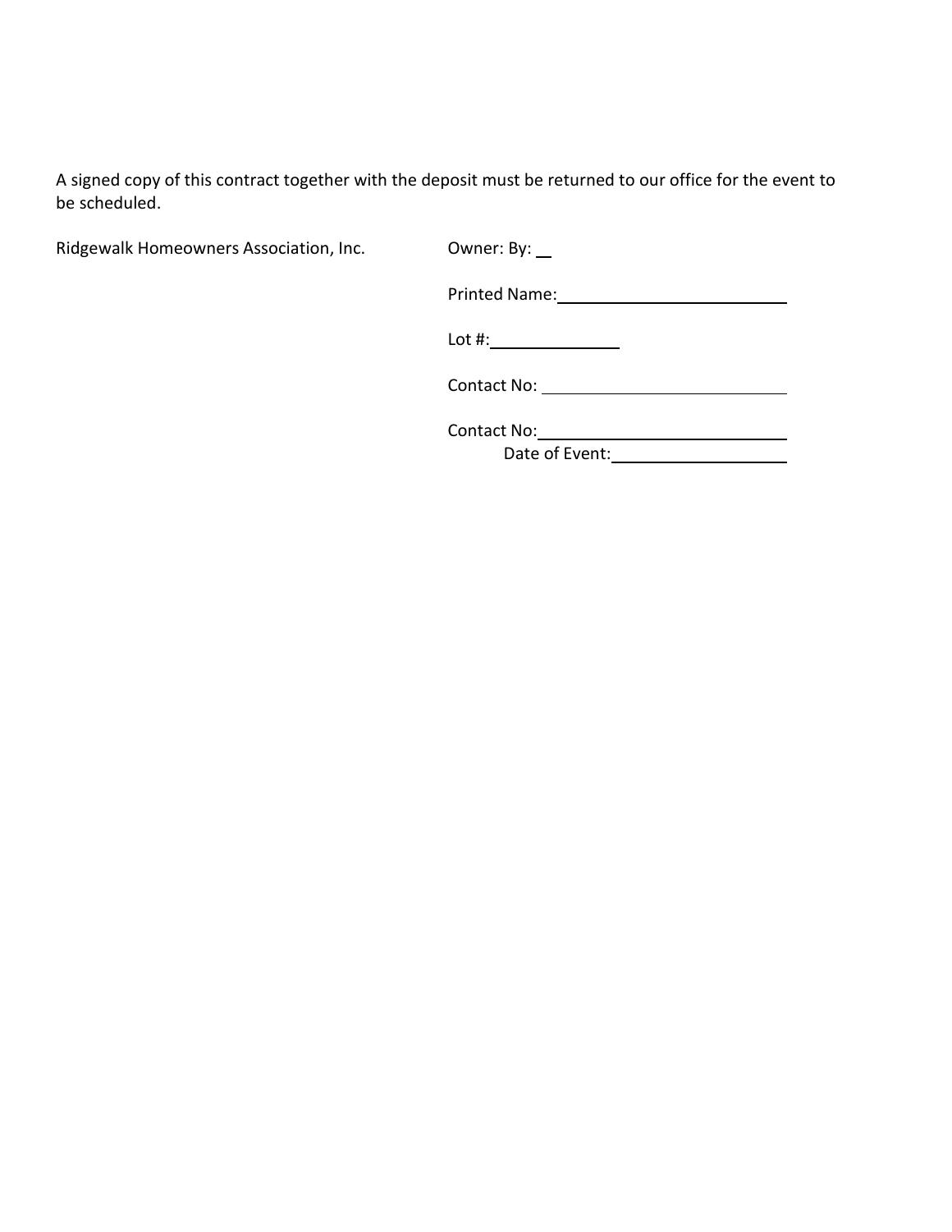A signed copy of this contract together with the deposit must be returned to our office for the event to be scheduled.

Ridgewalk Homeowners Association, Inc.

Owner: By: \_\_

Printed Name:\_\_\_\_\_\_\_\_\_\_\_\_\_\_\_\_\_\_\_\_\_\_\_\_\_\_

Lot #:\_\_\_\_\_\_\_\_\_\_\_\_\_\_\_

Contact No: \_\_\_\_\_\_\_\_\_\_\_\_\_\_\_\_\_\_\_\_\_\_\_\_\_\_\_\_

Contact No:\_\_\_\_\_\_\_\_\_\_\_\_\_\_\_\_\_\_\_\_\_\_\_\_\_\_\_\_

Date of Event:\_\_\_\_\_\_\_\_\_\_\_\_\_\_\_\_\_\_\_\_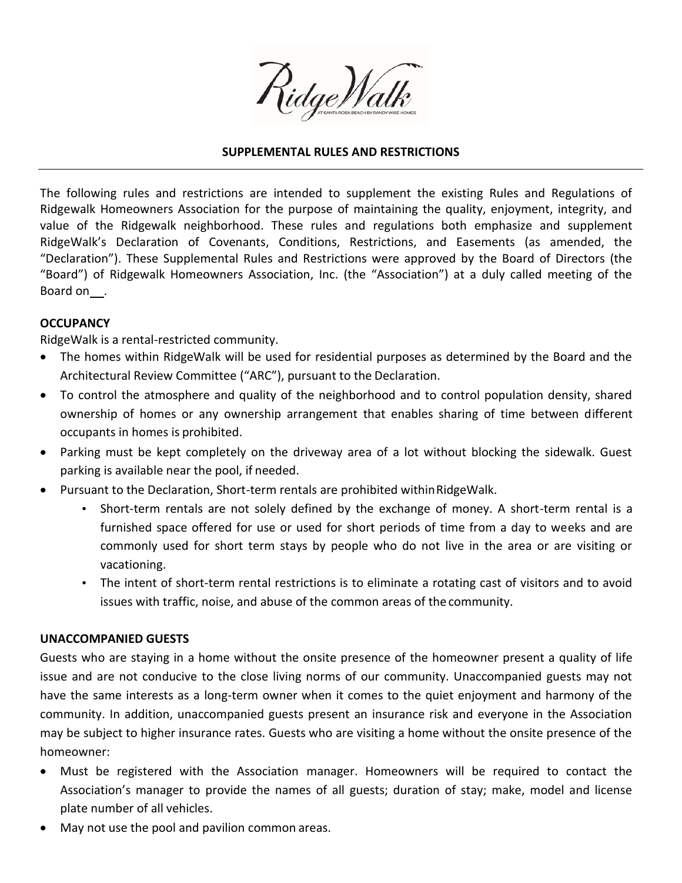**SUPPLEMENTAL RULES AND RESTRICTIONS**

The following rules and restrictions are intended to supplement the existing Rules and Regulations of Ridgewalk Homeowners Association for the purpose of maintaining the quality, enjoyment, integrity, and value of the Ridgewalk neighborhood. These rules and regulations both emphasize and supplement RidgeWalk's Declaration of Covenants, Conditions, Restrictions, and Easements (as amended, the "Declaration"). These Supplemental Rules and Restrictions were approved by the Board of Directors (the "Board") of Ridgewalk Homeowners Association, Inc. (the "Association") at a duly called meeting of the Board on __.

**OCCUPANCY**

RidgeWalk is a rental-restricted community.

- The homes within RidgeWalk will be used for residential purposes as determined by the Board and the Architectural Review Committee ("ARC"), pursuant to the Declaration.
- To control the atmosphere and quality of the neighborhood and to control population density, shared ownership of homes or any ownership arrangement that enables sharing of time between different occupants in homes is prohibited.
- Parking must be kept completely on the driveway area of a lot without blocking the sidewalk. Guest parking is available near the pool, if needed.
- Pursuant to the Declaration, Short-term rentals are prohibited within RidgeWalk.
  - Short-term rentals are not solely defined by the exchange of money. A short-term rental is a furnished space offered for use or used for short periods of time from a day to weeks and are commonly used for short term stays by people who do not live in the area or are visiting or vacationing.
  - The intent of short-term rental restrictions is to eliminate a rotating cast of visitors and to avoid issues with traffic, noise, and abuse of the common areas of the community.

**UNACCOMPANIED GUESTS**

Guests who are staying in a home without the onsite presence of the homeowner present a quality of life issue and are not conducive to the close living norms of our community. Unaccompanied guests may not have the same interests as a long-term owner when it comes to the quiet enjoyment and harmony of the community. In addition, unaccompanied guests present an insurance risk and everyone in the Association may be subject to higher insurance rates. Guests who are visiting a home without the onsite presence of the homeowner:

- Must be registered with the Association manager. Homeowners will be required to contact the Association's manager to provide the names of all guests; duration of stay; make, model and license plate number of all vehicles.
- May not use the pool and pavilion common areas.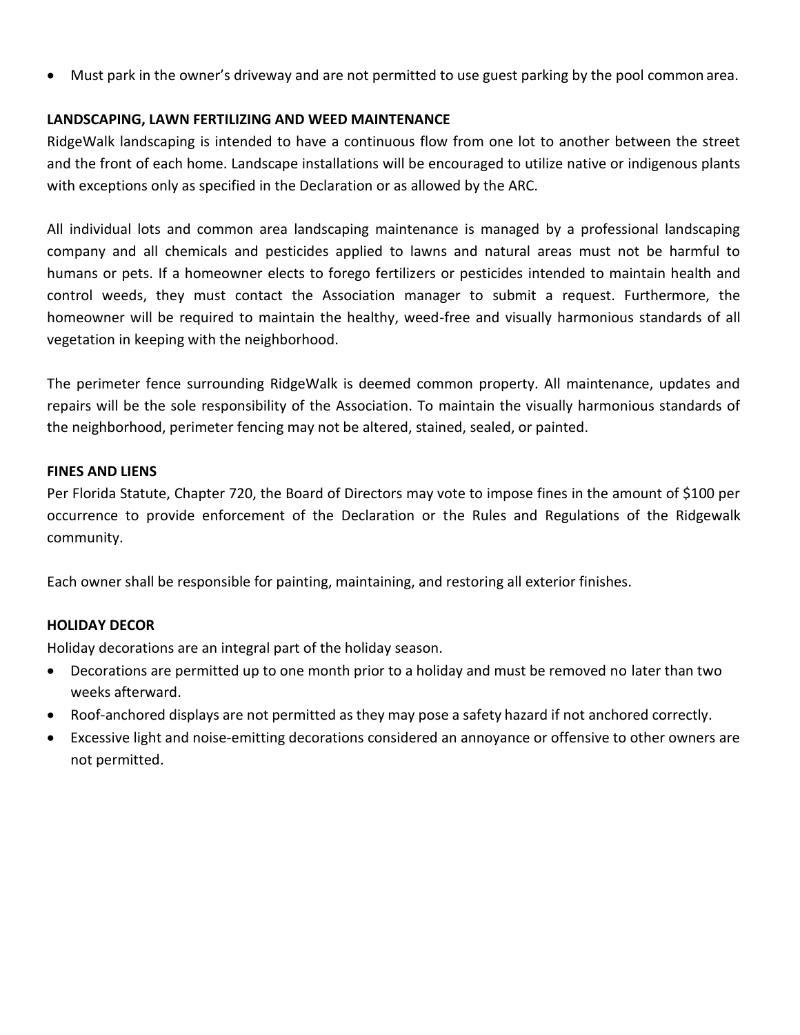- Must park in the owner's driveway and are not permitted to use guest parking by the pool common area.

**LANDSCAPING, LAWN FERTILIZING AND WEED MAINTENANCE**

RidgeWalk landscaping is intended to have a continuous flow from one lot to another between the street and the front of each home. Landscape installations will be encouraged to utilize native or indigenous plants with exceptions only as specified in the Declaration or as allowed by the ARC.

All individual lots and common area landscaping maintenance is managed by a professional landscaping company and all chemicals and pesticides applied to lawns and natural areas must not be harmful to humans or pets. If a homeowner elects to forego fertilizers or pesticides intended to maintain health and control weeds, they must contact the Association manager to submit a request. Furthermore, the homeowner will be required to maintain the healthy, weed-free and visually harmonious standards of all vegetation in keeping with the neighborhood.

The perimeter fence surrounding RidgeWalk is deemed common property. All maintenance, updates and repairs will be the sole responsibility of the Association. To maintain the visually harmonious standards of the neighborhood, perimeter fencing may not be altered, stained, sealed, or painted.

**FINES AND LIENS**

Per Florida Statute, Chapter 720, the Board of Directors may vote to impose fines in the amount of $100 per occurrence to provide enforcement of the Declaration or the Rules and Regulations of the Ridgewalk community.

Each owner shall be responsible for painting, maintaining, and restoring all exterior finishes.

**HOLIDAY DECOR**

Holiday decorations are an integral part of the holiday season.

- Decorations are permitted up to one month prior to a holiday and must be removed no later than two weeks afterward.
- Roof-anchored displays are not permitted as they may pose a safety hazard if not anchored correctly.
- Excessive light and noise-emitting decorations considered an annoyance or offensive to other owners are not permitted.